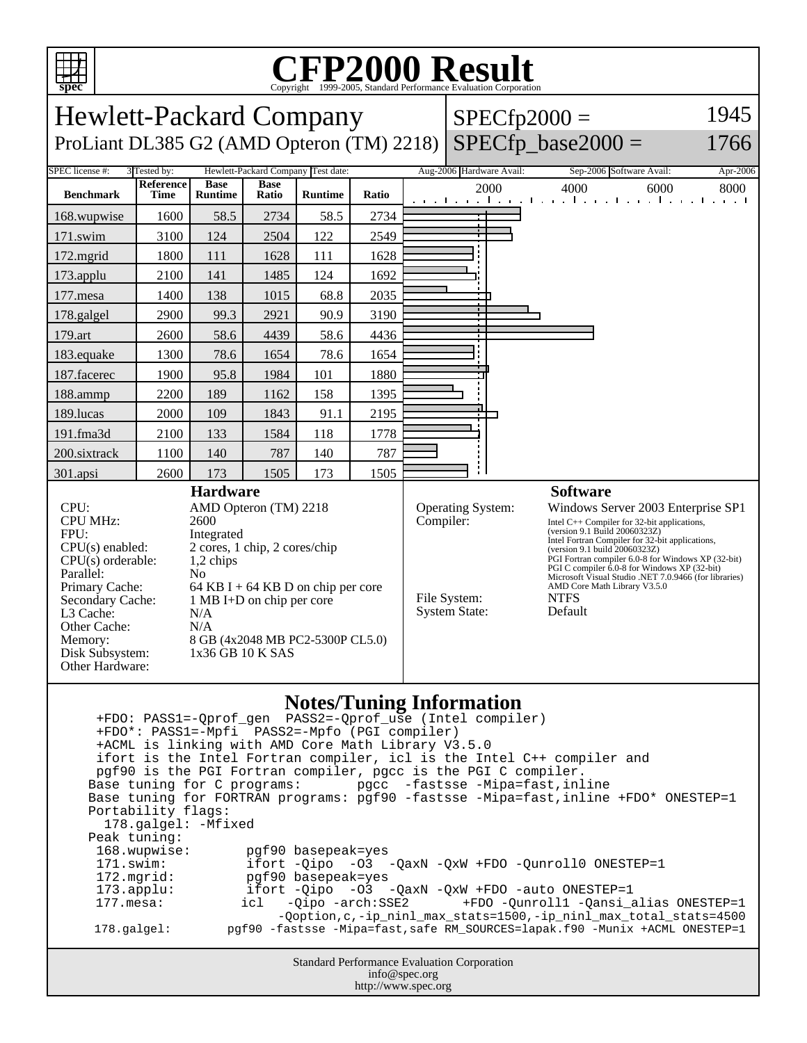# CFP2000 Result

Copyright 1999-2005, Standard Performance Evaluation Corporation

## Hewlett-Packard Company

ProLiant DL385 G2 (AMD Opteron (TM) 2218)

SPECfp2000 = 1945

SPECfp_base2000 = 1766

SPEC license #: 3 | Tested by: Hewlett-Packard Company | Test date: Aug-2006 | Hardware Avail: Sep-2006 | Software Avail: Apr-2006

| Benchmark | Reference Time | Base Runtime | Base Ratio | Runtime | Ratio |
|---|---|---|---|---|---|
| 168.wupwise | 1600 | 58.5 | 2734 | 58.5 | 2734 |
| 171.swim | 3100 | 124 | 2504 | 122 | 2549 |
| 172.mgrid | 1800 | 111 | 1628 | 111 | 1628 |
| 173.applu | 2100 | 141 | 1485 | 124 | 1692 |
| 177.mesa | 1400 | 138 | 1015 | 68.8 | 2035 |
| 178.galgel | 2900 | 99.3 | 2921 | 90.9 | 3190 |
| 179.art | 2600 | 58.6 | 4439 | 58.6 | 4436 |
| 183.equake | 1300 | 78.6 | 1654 | 78.6 | 1654 |
| 187.facerec | 1900 | 95.8 | 1984 | 101 | 1880 |
| 188.ammp | 2200 | 189 | 1162 | 158 | 1395 |
| 189.lucas | 2000 | 109 | 1843 | 91.1 | 2195 |
| 191.fma3d | 2100 | 133 | 1584 | 118 | 1778 |
| 200.sixtrack | 1100 | 140 | 787 | 140 | 787 |
| 301.apsi | 2600 | 173 | 1505 | 173 | 1505 |

### Hardware

- CPU: AMD Opteron (TM) 2218
- CPU MHz: 2600
- FPU: Integrated
- CPU(s) enabled: 2 cores, 1 chip, 2 cores/chip
- CPU(s) orderable: 1,2 chips
- Parallel: No
- Primary Cache: 64 KB I + 64 KB D on chip per core
- Secondary Cache: 1 MB I+D on chip per core
- L3 Cache: N/A
- Other Cache: N/A
- Memory: 8 GB (4x2048 MB PC2-5300P CL5.0)
- Disk Subsystem: 1x36 GB 10 K SAS
- Other Hardware:

### Software

- Operating System: Windows Server 2003 Enterprise SP1
- Compiler: Intel C++ Compiler for 32-bit applications, (version 9.1 Build 20060323Z) Intel Fortran Compiler for 32-bit applications, (version 9.1 build 20060323Z) PGI Fortran compiler 6.0-8 for Windows XP (32-bit) PGI C compiler 6.0-8 for Windows XP (32-bit) Microsoft Visual Studio .NET 7.0.9466 (for libraries) AMD Core Math Library V3.5.0
- File System: NTFS
- System State: Default

### Notes/Tuning Information

```
 +FDO: PASS1=-Qprof_gen  PASS2=-Qprof_use (Intel compiler)
 +FDO*: PASS1=-Mpfi  PASS2=-Mpfo (PGI compiler)
 +ACML is linking with AMD Core Math Library V3.5.0
 ifort is the Intel Fortran compiler, icl is the Intel C++ compiler and
 pgf90 is the PGI Fortran compiler, pgcc is the PGI C compiler.
Base tuning for C programs:       pgcc  -fastsse -Mipa=fast,inline
Base tuning for FORTRAN programs: pgf90 -fastsse -Mipa=fast,inline +FDO* ONESTEP=1
Portability flags:
  178.galgel: -Mfixed
Peak tuning:
 168.wupwise:       pgf90 basepeak=yes
 171.swim:          ifort -Qipo  -O3  -QaxN -QxW +FDO -Qunroll0 ONESTEP=1
 172.mgrid:         pgf90 basepeak=yes
 173.applu:         ifort -Qipo  -O3  -QaxN -QxW +FDO -auto ONESTEP=1
 177.mesa:         icl   -Qipo -arch:SSE2       +FDO -Qunroll1 -Qansi_alias ONESTEP=1
                        -Qoption,c,-ip_ninl_max_stats=1500,-ip_ninl_max_total_stats=4500
 178.galgel:       pgf90 -fastsse -Mipa=fast,safe RM_SOURCES=lapak.f90 -Munix +ACML ONESTEP=1
```

Standard Performance Evaluation Corporation
info@spec.org
http://www.spec.org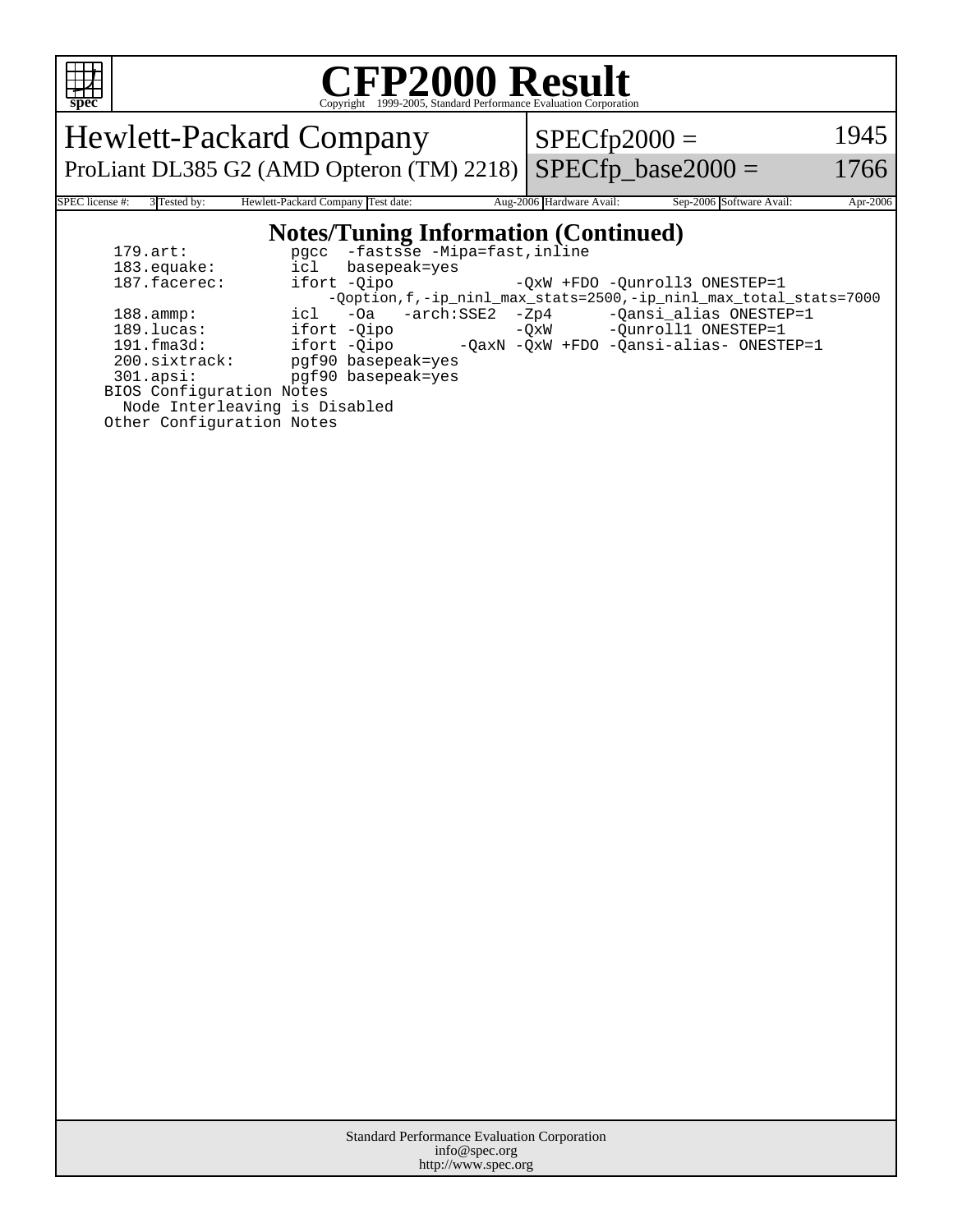# CFP2000 Result

Copyright 1999-2005, Standard Performance Evaluation Corporation

| Hewlett-Packard Company | SPECfp2000 = | 1945 |
|---|---|---|
| ProLiant DL385 G2 (AMD Opteron (TM) 2218) | SPECfp_base2000 = | 1766 |

| SPEC license #: | 3 | Tested by: | Hewlett-Packard Company | Test date: | Aug-2006 | Hardware Avail: | Sep-2006 | Software Avail: | Apr-2006 |
|---|---|---|---|---|---|---|---|---|---|

## Notes/Tuning Information (Continued)

```
179.art:          pgcc  -fastsse -Mipa=fast,inline
183.equake:       icl   basepeak=yes
187.facerec:      ifort -Qipo              -QxW +FDO -Qunroll3 ONESTEP=1
                     -Qoption,f,-ip_ninl_max_stats=2500,-ip_ninl_max_total_stats=7000
188.ammp:         icl   -Oa   -arch:SSE2  -Zp4      -Qansi_alias ONESTEP=1
189.lucas:        ifort -Qipo              -QxW      -Qunroll1 ONESTEP=1
191.fma3d:        ifort -Qipo       -QaxN -QxW +FDO -Qansi-alias- ONESTEP=1
200.sixtrack:     pgf90 basepeak=yes
301.apsi:         pgf90 basepeak=yes
BIOS Configuration Notes
  Node Interleaving is Disabled
Other Configuration Notes
```

Standard Performance Evaluation Corporation
info@spec.org
http://www.spec.org